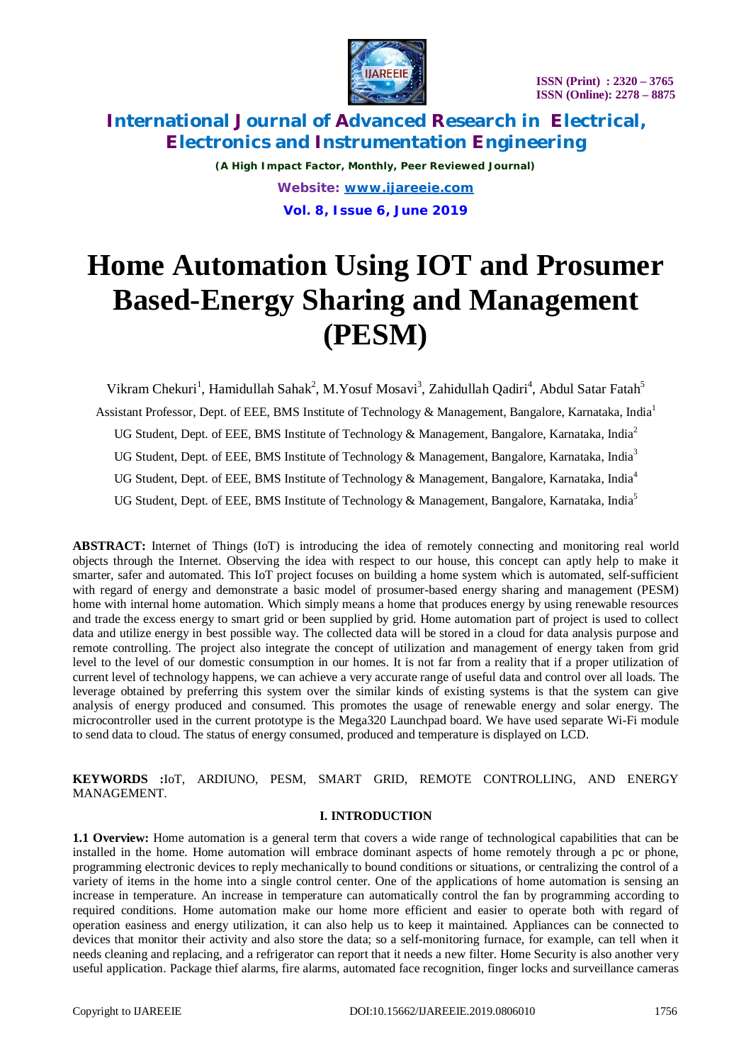# Home Automation Using IOT and Prosumer Based-Energy Sharing and Management (PESM)

Vikram Chekuri[1], Hamidullah Sahak[2], M.Yosuf Mosavi[3], Zahidullah Qadiri[4], Abdul Satar Fatah[5]

Assistant Professor, Dept. of EEE, BMS Institute of Technology & Management, Bangalore, Karnataka, India[1]

UG Student, Dept. of EEE, BMS Institute of Technology & Management, Bangalore, Karnataka, India[2]

UG Student, Dept. of EEE, BMS Institute of Technology & Management, Bangalore, Karnataka, India[3]

UG Student, Dept. of EEE, BMS Institute of Technology & Management, Bangalore, Karnataka, India[4]

UG Student, Dept. of EEE, BMS Institute of Technology & Management, Bangalore, Karnataka, India[5]

**ABSTRACT:** Internet of Things (IoT) is introducing the idea of remotely connecting and monitoring real world objects through the Internet. Observing the idea with respect to our house, this concept can aptly help to make it smarter, safer and automated. This IoT project focuses on building a home system which is automated, self-sufficient with regard of energy and demonstrate a basic model of prosumer-based energy sharing and management (PESM) home with internal home automation. Which simply means a home that produces energy by using renewable resources and trade the excess energy to smart grid or been supplied by grid. Home automation part of project is used to collect data and utilize energy in best possible way. The collected data will be stored in a cloud for data analysis purpose and remote controlling. The project also integrate the concept of utilization and management of energy taken from grid level to the level of our domestic consumption in our homes. It is not far from a reality that if a proper utilization of current level of technology happens, we can achieve a very accurate range of useful data and control over all loads. The leverage obtained by preferring this system over the similar kinds of existing systems is that the system can give analysis of energy produced and consumed. This promotes the usage of renewable energy and solar energy. The microcontroller used in the current prototype is the Mega320 Launchpad board. We have used separate Wi-Fi module to send data to cloud. The status of energy consumed, produced and temperature is displayed on LCD.

**KEYWORDS :**IoT, ARDIUNO, PESM, SMART GRID, REMOTE CONTROLLING, AND ENERGY MANAGEMENT.

## I. INTRODUCTION

**1.1 Overview:** Home automation is a general term that covers a wide range of technological capabilities that can be installed in the home. Home automation will embrace dominant aspects of home remotely through a pc or phone, programming electronic devices to reply mechanically to bound conditions or situations, or centralizing the control of a variety of items in the home into a single control center. One of the applications of home automation is sensing an increase in temperature. An increase in temperature can automatically control the fan by programming according to required conditions. Home automation make our home more efficient and easier to operate both with regard of operation easiness and energy utilization, it can also help us to keep it maintained. Appliances can be connected to devices that monitor their activity and also store the data; so a self-monitoring furnace, for example, can tell when it needs cleaning and replacing, and a refrigerator can report that it needs a new filter. Home Security is also another very useful application. Package thief alarms, fire alarms, automated face recognition, finger locks and surveillance cameras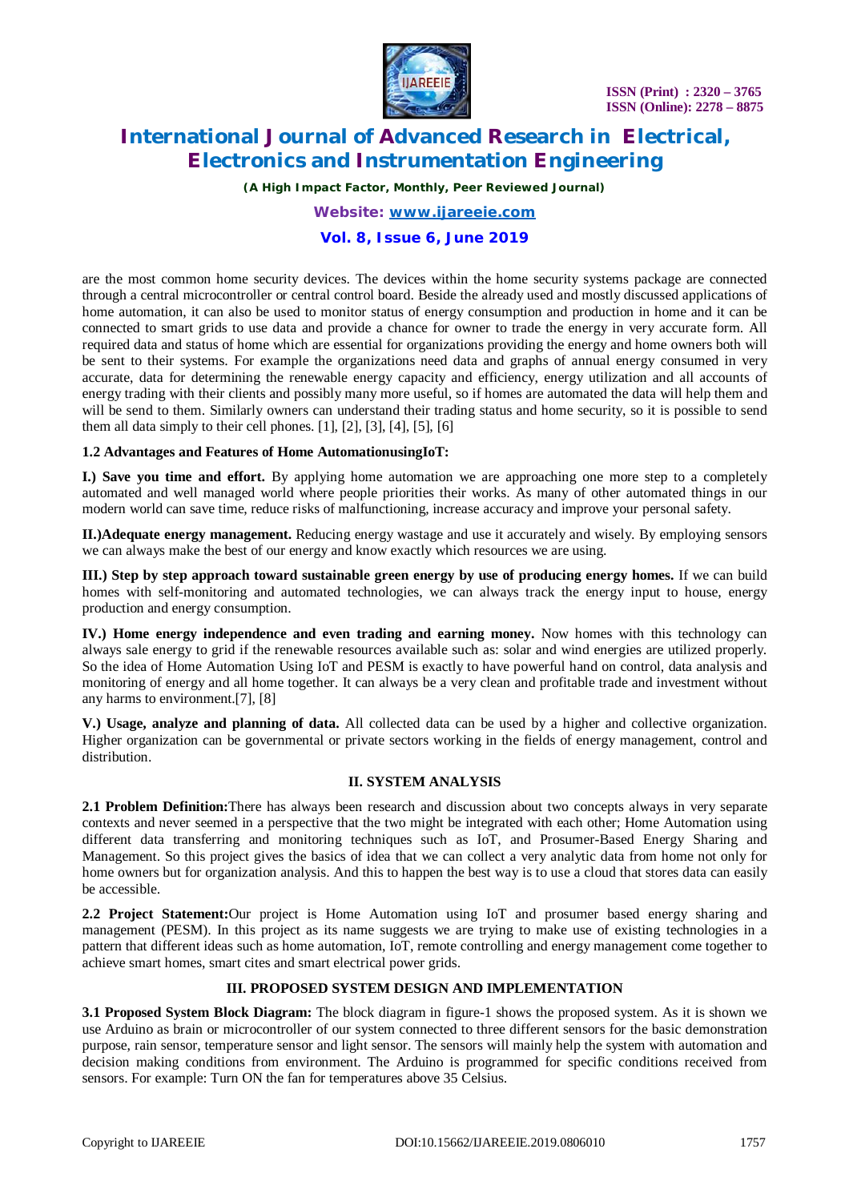are the most common home security devices. The devices within the home security systems package are connected through a central microcontroller or central control board. Beside the already used and mostly discussed applications of home automation, it can also be used to monitor status of energy consumption and production in home and it can be connected to smart grids to use data and provide a chance for owner to trade the energy in very accurate form. All required data and status of home which are essential for organizations providing the energy and home owners both will be sent to their systems. For example the organizations need data and graphs of annual energy consumed in very accurate, data for determining the renewable energy capacity and efficiency, energy utilization and all accounts of energy trading with their clients and possibly many more useful, so if homes are automated the data will help them and will be send to them. Similarly owners can understand their trading status and home security, so it is possible to send them all data simply to their cell phones. [1], [2], [3], [4], [5], [6]

**1.2 Advantages and Features of Home AutomationusingIoT:**

**I.) Save you time and effort.** By applying home automation we are approaching one more step to a completely automated and well managed world where people priorities their works. As many of other automated things in our modern world can save time, reduce risks of malfunctioning, increase accuracy and improve your personal safety.

**II.)Adequate energy management.** Reducing energy wastage and use it accurately and wisely. By employing sensors we can always make the best of our energy and know exactly which resources we are using.

**III.) Step by step approach toward sustainable green energy by use of producing energy homes.** If we can build homes with self-monitoring and automated technologies, we can always track the energy input to house, energy production and energy consumption.

**IV.) Home energy independence and even trading and earning money.** Now homes with this technology can always sale energy to grid if the renewable resources available such as: solar and wind energies are utilized properly. So the idea of Home Automation Using IoT and PESM is exactly to have powerful hand on control, data analysis and monitoring of energy and all home together. It can always be a very clean and profitable trade and investment without any harms to environment.[7], [8]

**V.) Usage, analyze and planning of data.** All collected data can be used by a higher and collective organization. Higher organization can be governmental or private sectors working in the fields of energy management, control and distribution.

## II. SYSTEM ANALYSIS

**2.1 Problem Definition:**There has always been research and discussion about two concepts always in very separate contexts and never seemed in a perspective that the two might be integrated with each other; Home Automation using different data transferring and monitoring techniques such as IoT, and Prosumer-Based Energy Sharing and Management. So this project gives the basics of idea that we can collect a very analytic data from home not only for home owners but for organization analysis. And this to happen the best way is to use a cloud that stores data can easily be accessible.

**2.2 Project Statement:**Our project is Home Automation using IoT and prosumer based energy sharing and management (PESM). In this project as its name suggests we are trying to make use of existing technologies in a pattern that different ideas such as home automation, IoT, remote controlling and energy management come together to achieve smart homes, smart cites and smart electrical power grids.

## III. PROPOSED SYSTEM DESIGN AND IMPLEMENTATION

**3.1 Proposed System Block Diagram:** The block diagram in figure-1 shows the proposed system. As it is shown we use Arduino as brain or microcontroller of our system connected to three different sensors for the basic demonstration purpose, rain sensor, temperature sensor and light sensor. The sensors will mainly help the system with automation and decision making conditions from environment. The Arduino is programmed for specific conditions received from sensors. For example: Turn ON the fan for temperatures above 35 Celsius.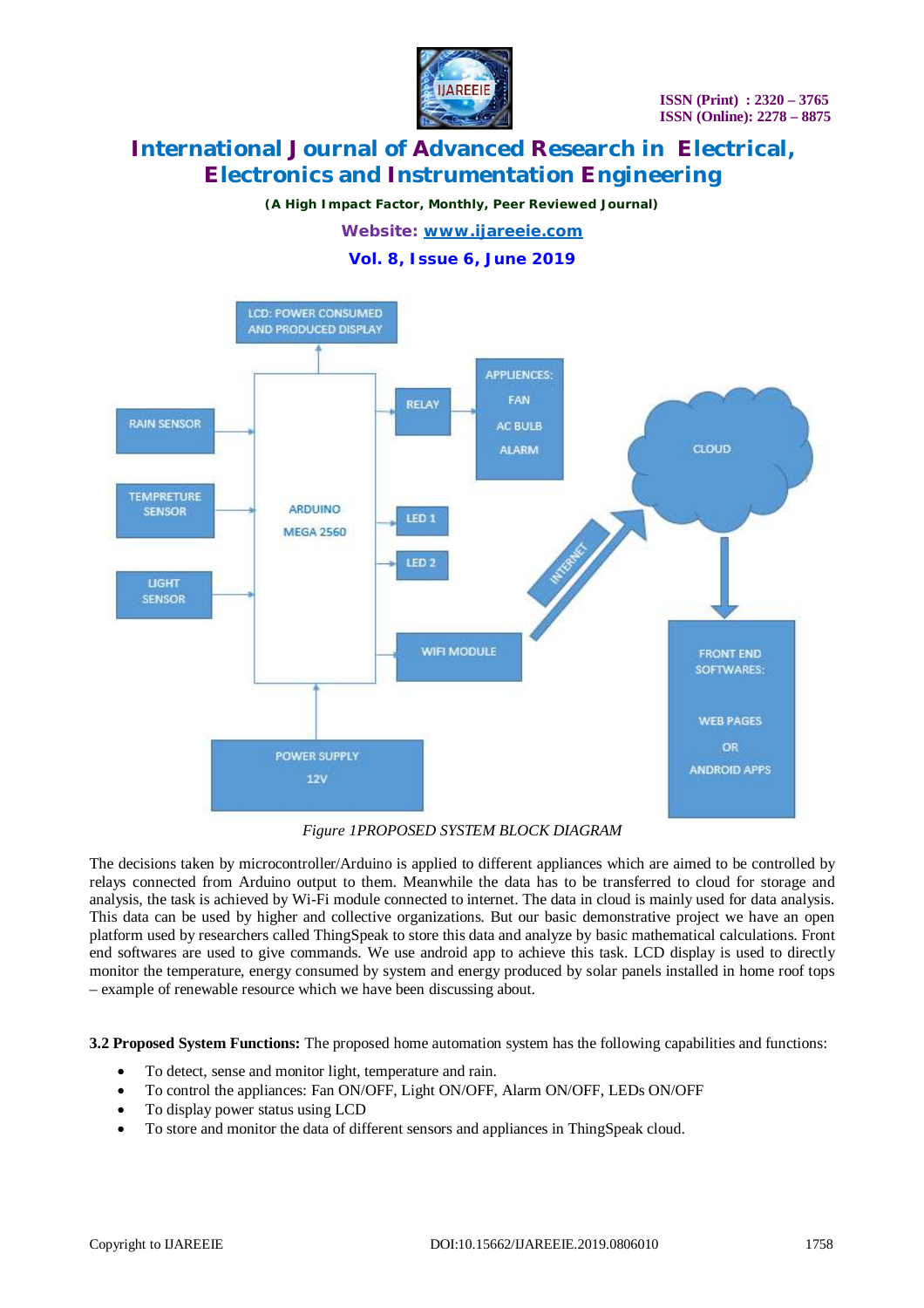*Figure 1PROPOSED SYSTEM BLOCK DIAGRAM*

The decisions taken by microcontroller/Arduino is applied to different appliances which are aimed to be controlled by relays connected from Arduino output to them. Meanwhile the data has to be transferred to cloud for storage and analysis, the task is achieved by Wi-Fi module connected to internet. The data in cloud is mainly used for data analysis. This data can be used by higher and collective organizations. But our basic demonstrative project we have an open platform used by researchers called ThingSpeak to store this data and analyze by basic mathematical calculations. Front end softwares are used to give commands. We use android app to achieve this task. LCD display is used to directly monitor the temperature, energy consumed by system and energy produced by solar panels installed in home roof tops – example of renewable resource which we have been discussing about.

**3.2 Proposed System Functions:** The proposed home automation system has the following capabilities and functions:

- To detect, sense and monitor light, temperature and rain.
- To control the appliances: Fan ON/OFF, Light ON/OFF, Alarm ON/OFF, LEDs ON/OFF
- To display power status using LCD
- To store and monitor the data of different sensors and appliances in ThingSpeak cloud.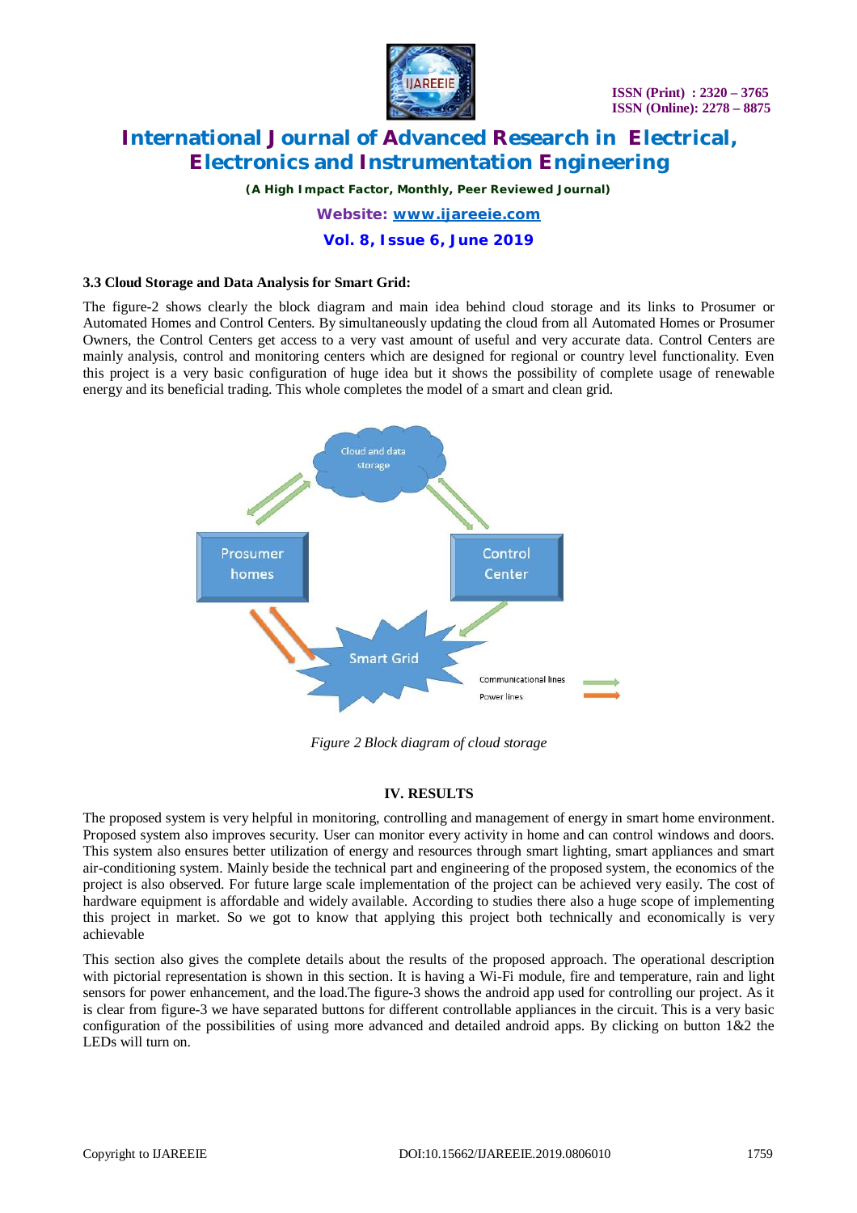### 3.3 Cloud Storage and Data Analysis for Smart Grid:

The figure-2 shows clearly the block diagram and main idea behind cloud storage and its links to Prosumer or Automated Homes and Control Centers. By simultaneously updating the cloud from all Automated Homes or Prosumer Owners, the Control Centers get access to a very vast amount of useful and very accurate data. Control Centers are mainly analysis, control and monitoring centers which are designed for regional or country level functionality. Even this project is a very basic configuration of huge idea but it shows the possibility of complete usage of renewable energy and its beneficial trading. This whole completes the model of a smart and clean grid.

*Figure 2 Block diagram of cloud storage*

## IV. RESULTS

The proposed system is very helpful in monitoring, controlling and management of energy in smart home environment. Proposed system also improves security. User can monitor every activity in home and can control windows and doors. This system also ensures better utilization of energy and resources through smart lighting, smart appliances and smart air-conditioning system. Mainly beside the technical part and engineering of the proposed system, the economics of the project is also observed. For future large scale implementation of the project can be achieved very easily. The cost of hardware equipment is affordable and widely available. According to studies there also a huge scope of implementing this project in market. So we got to know that applying this project both technically and economically is very achievable

This section also gives the complete details about the results of the proposed approach. The operational description with pictorial representation is shown in this section. It is having a Wi-Fi module, fire and temperature, rain and light sensors for power enhancement, and the load.The figure-3 shows the android app used for controlling our project. As it is clear from figure-3 we have separated buttons for different controllable appliances in the circuit. This is a very basic configuration of the possibilities of using more advanced and detailed android apps. By clicking on button 1&2 the LEDs will turn on.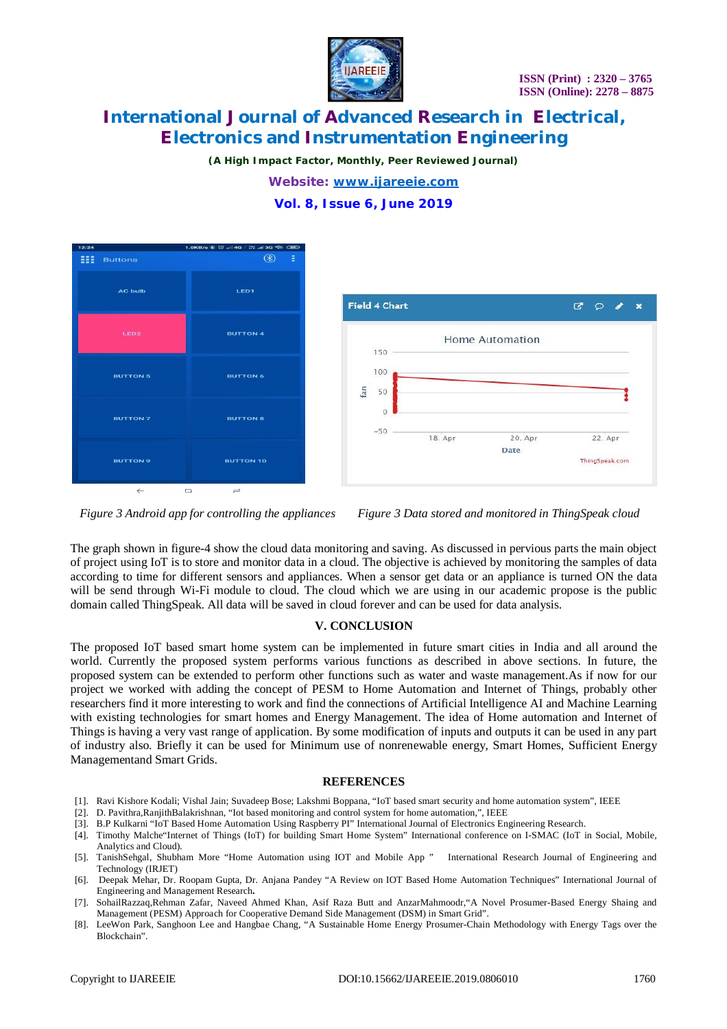AC bulb

LED1

LED2

BUTTON 4

BUTTON 5

BUTTON 6

BUTTON 7

BUTTON 8

BUTTON 9

BUTTON 10

Field 4 Chart

Home Automation

150

100

50

0

−50

fan

18. Apr

20. Apr

22. Apr

Date

ThingSpeak.com

*Figure 3 Android app for controlling the appliances*

*Figure 3 Data stored and monitored in ThingSpeak cloud*

The graph shown in figure-4 show the cloud data monitoring and saving. As discussed in pervious parts the main object of project using IoT is to store and monitor data in a cloud. The objective is achieved by monitoring the samples of data according to time for different sensors and appliances. When a sensor get data or an appliance is turned ON the data will be send through Wi-Fi module to cloud. The cloud which we are using in our academic propose is the public domain called ThingSpeak. All data will be saved in cloud forever and can be used for data analysis.

## V. CONCLUSION

The proposed IoT based smart home system can be implemented in future smart cities in India and all around the world. Currently the proposed system performs various functions as described in above sections. In future, the proposed system can be extended to perform other functions such as water and waste management.As if now for our project we worked with adding the concept of PESM to Home Automation and Internet of Things, probably other researchers find it more interesting to work and find the connections of Artificial Intelligence AI and Machine Learning with existing technologies for smart homes and Energy Management. The idea of Home automation and Internet of Things is having a very vast range of application. By some modification of inputs and outputs it can be used in any part of industry also. Briefly it can be used for Minimum use of nonrenewable energy, Smart Homes, Sufficient Energy Managementand Smart Grids.

## REFERENCES

[1]. Ravi Kishore Kodali; Vishal Jain; Suvadeep Bose; Lakshmi Boppana, "IoT based smart security and home automation system", IEEE

[2]. D. Pavithra,RanjithBalakrishnan, "Iot based monitoring and control system for home automation,", IEEE

[3]. B.P Kulkarni "IoT Based Home Automation Using Raspberry PI" International Journal of Electronics Engineering Research.

[4]. Timothy Malche"Internet of Things (IoT) for building Smart Home System" International conference on I-SMAC (IoT in Social, Mobile, Analytics and Cloud).

[5]. TanishSehgal, Shubham More "Home Automation using IOT and Mobile App " International Research Journal of Engineering and Technology (IRJET)

[6]. Deepak Mehar, Dr. Roopam Gupta, Dr. Anjana Pandey "A Review on IOT Based Home Automation Techniques" International Journal of Engineering and Management Research.

[7]. SohailRazzaq,Rehman Zafar, Naveed Ahmed Khan, Asif Raza Butt and AnzarMahmoodr,"A Novel Prosumer-Based Energy Shaing and Management (PESM) Approach for Cooperative Demand Side Management (DSM) in Smart Grid".

[8]. LeeWon Park, Sanghoon Lee and Hangbae Chang, "A Sustainable Home Energy Prosumer-Chain Methodology with Energy Tags over the Blockchain".